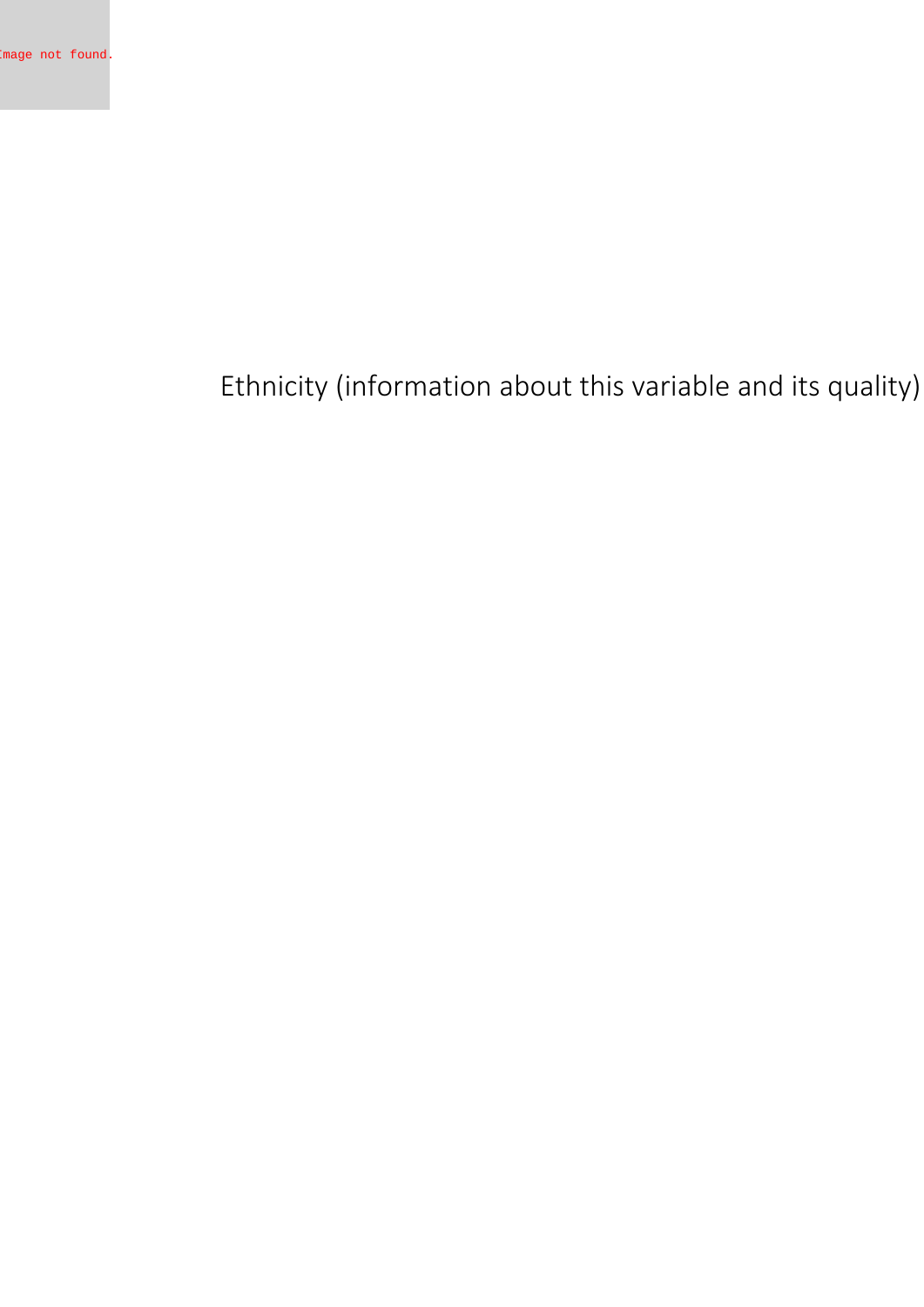# Ethnicity (information about this variable and its quality)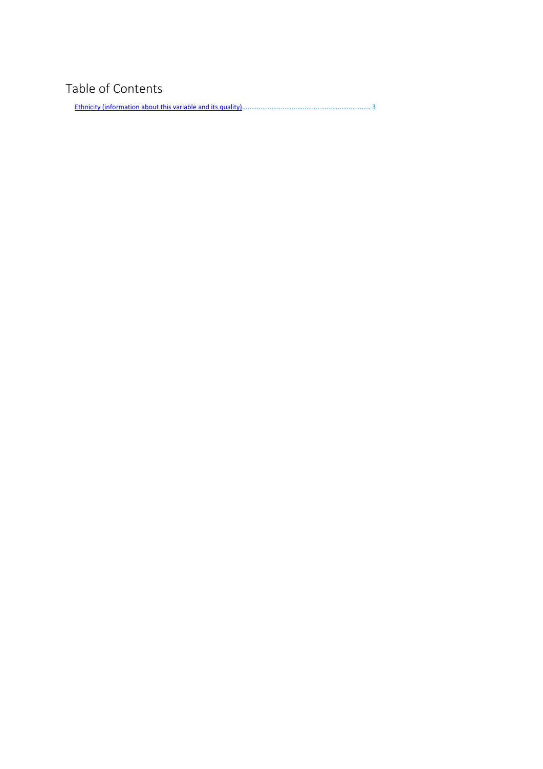# Table of Contents

Ethnicity (information about this variable and its quality)........................................................................ 3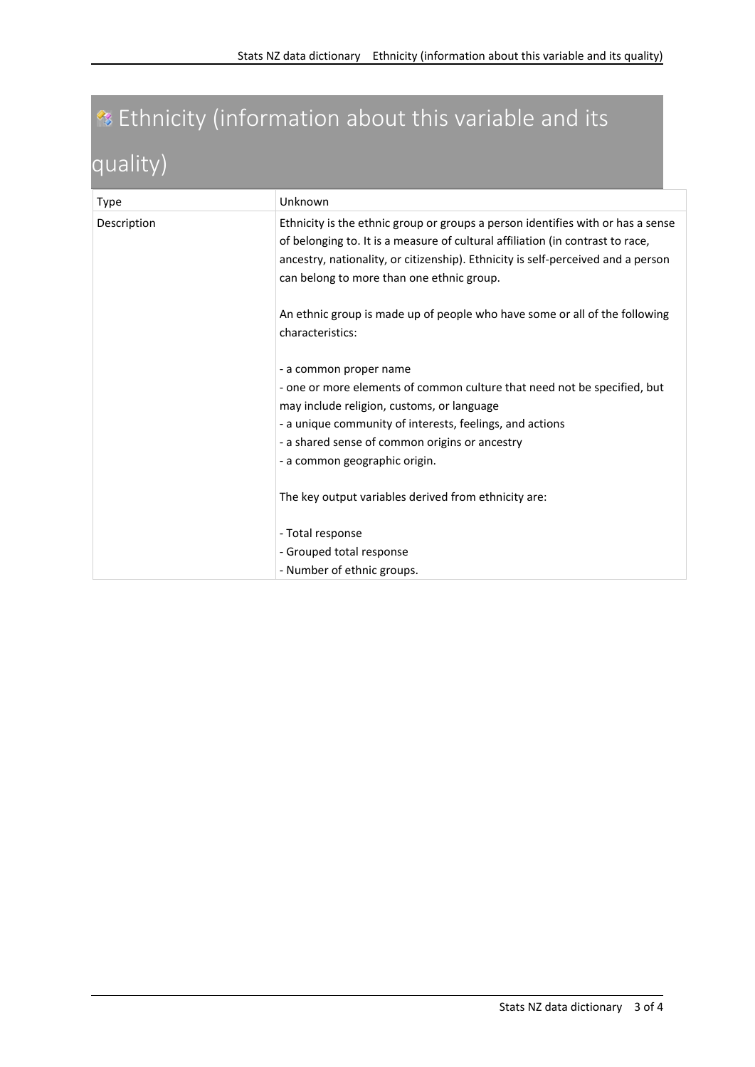# Ethnicity (information about this variable and its quality)

| Type | Unknown |
|---|---|
| Description | Ethnicity is the ethnic group or groups a person identifies with or has a sense of belonging to. It is a measure of cultural affiliation (in contrast to race, ancestry, nationality, or citizenship). Ethnicity is self-perceived and a person can belong to more than one ethnic group.<br><br>An ethnic group is made up of people who have some or all of the following characteristics:<br><br>- a common proper name<br>- one or more elements of common culture that need not be specified, but may include religion, customs, or language<br>- a unique community of interests, feelings, and actions<br>- a shared sense of common origins or ancestry<br>- a common geographic origin.<br><br>The key output variables derived from ethnicity are:<br><br>- Total response<br>- Grouped total response<br>- Number of ethnic groups. |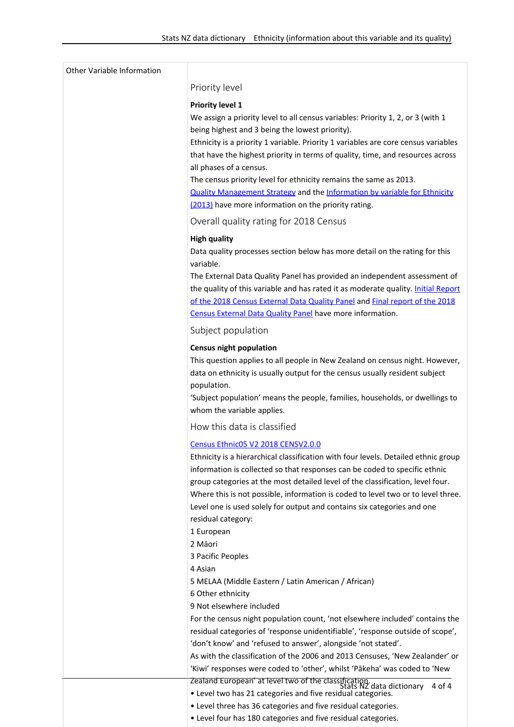Other Variable Information

### Priority level

**Priority level 1**

We assign a priority level to all census variables: Priority 1, 2, or 3 (with 1 being highest and 3 being the lowest priority).

Ethnicity is a priority 1 variable. Priority 1 variables are core census variables that have the highest priority in terms of quality, time, and resources across all phases of a census.

The census priority level for ethnicity remains the same as 2013.

Quality Management Strategy and the Information by variable for Ethnicity (2013) have more information on the priority rating.

### Overall quality rating for 2018 Census

**High quality**

Data quality processes section below has more detail on the rating for this variable.

The External Data Quality Panel has provided an independent assessment of the quality of this variable and has rated it as moderate quality. Initial Report of the 2018 Census External Data Quality Panel and Final report of the 2018 Census External Data Quality Panel have more information.

### Subject population

**Census night population**

This question applies to all people in New Zealand on census night. However, data on ethnicity is usually output for the census usually resident subject population.

'Subject population' means the people, families, households, or dwellings to whom the variable applies.

### How this data is classified

Census Ethnic05 V2 2018 CENSV2.0.0

Ethnicity is a hierarchical classification with four levels. Detailed ethnic group information is collected so that responses can be coded to specific ethnic group categories at the most detailed level of the classification, level four. Where this is not possible, information is coded to level two or to level three. Level one is used solely for output and contains six categories and one residual category:

1 European
2 Māori
3 Pacific Peoples
4 Asian
5 MELAA (Middle Eastern / Latin American / African)
6 Other ethnicity
9 Not elsewhere included

For the census night population count, 'not elsewhere included' contains the residual categories of 'response unidentifiable', 'response outside of scope', 'don't know' and 'refused to answer', alongside 'not stated'.

As with the classification of the 2006 and 2013 Censuses, 'New Zealander' or 'Kiwi' responses were coded to 'other', whilst 'Pākeha' was coded to 'New Zealand European' at level two of the classification.

- Level two has 21 categories and five residual categories.
- Level three has 36 categories and five residual categories.
- Level four has 180 categories and five residual categories.